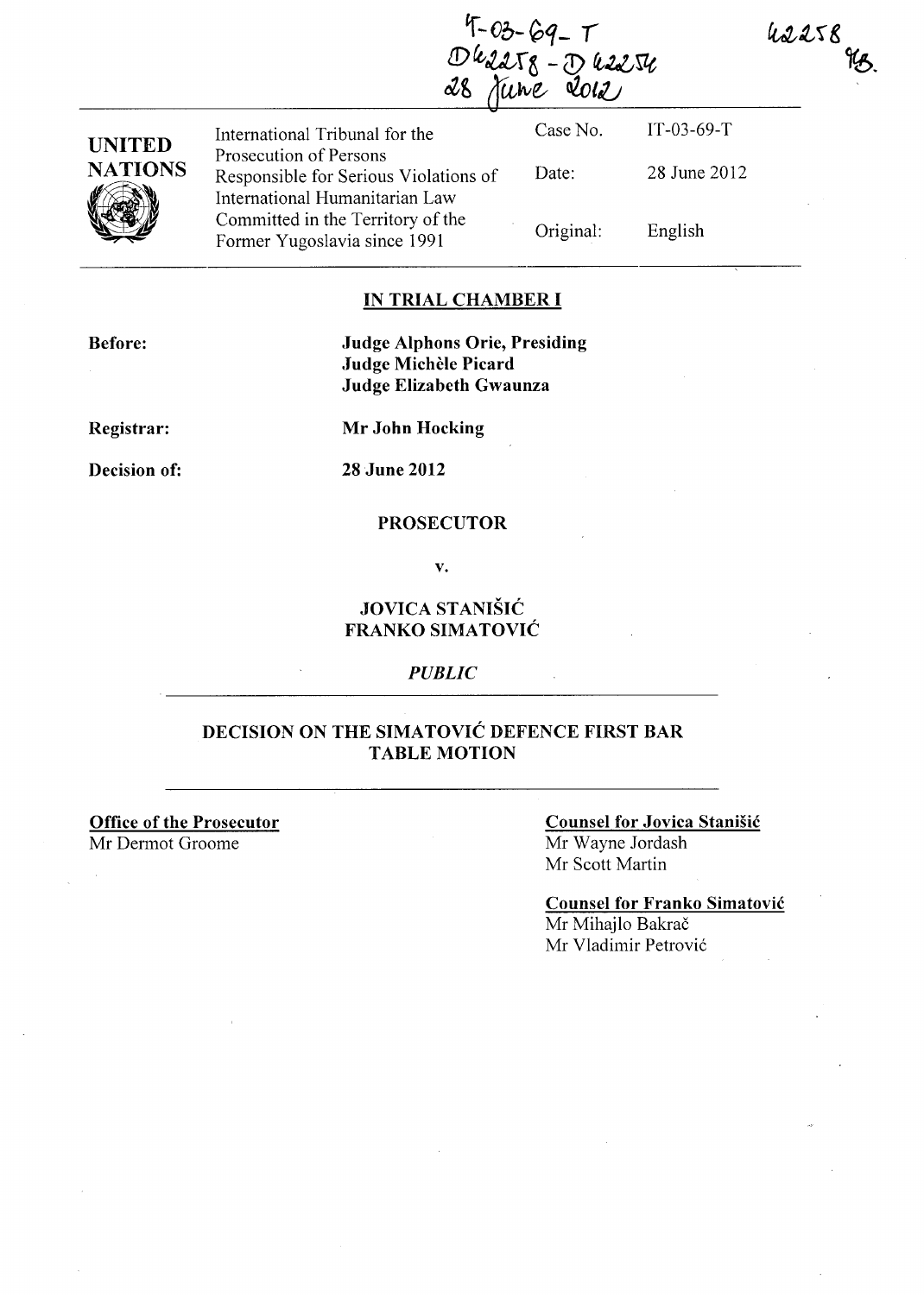IT-03-69-T
D42258 - D42254
28 June 2012

42258
TB.

**UNITED NATIONS**

International Tribunal for the Prosecution of Persons Responsible for Serious Violations of International Humanitarian Law Committed in the Territory of the Former Yugoslavia since 1991

| | |
|---|---|
| Case No. | IT-03-69-T |
| Date: | 28 June 2012 |
| Original: | English |

## IN TRIAL CHAMBER I

**Before:** **Judge Alphons Orie, Presiding**
**Judge Michèle Picard**
**Judge Elizabeth Gwaunza**

**Registrar:** **Mr John Hocking**

**Decision of:** **28 June 2012**

**PROSECUTOR**

**v.**

**JOVICA STANIŠIĆ**
**FRANKO SIMATOVIĆ**

*PUBLIC*

## DECISION ON THE SIMATOVIĆ DEFENCE FIRST BAR TABLE MOTION

**Office of the Prosecutor**
Mr Dermot Groome

**Counsel for Jovica Stanišić**
Mr Wayne Jordash
Mr Scott Martin

**Counsel for Franko Simatović**
Mr Mihajlo Bakrač
Mr Vladimir Petrović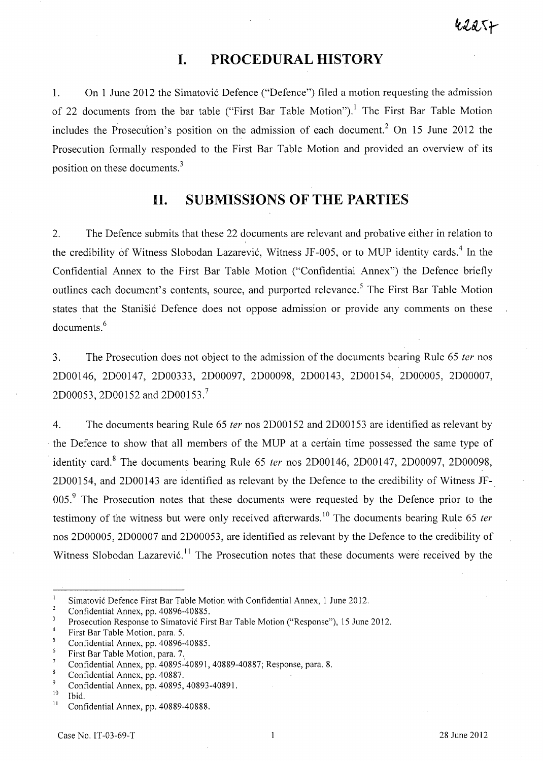# I. PROCEDURAL HISTORY

1. On 1 June 2012 the Simatović Defence ("Defence") filed a motion requesting the admission of 22 documents from the bar table ("First Bar Table Motion").[1] The First Bar Table Motion includes the Prosecution's position on the admission of each document.[2] On 15 June 2012 the Prosecution formally responded to the First Bar Table Motion and provided an overview of its position on these documents.[3]

# II. SUBMISSIONS OF THE PARTIES

2. The Defence submits that these 22 documents are relevant and probative either in relation to the credibility of Witness Slobodan Lazarević, Witness JF-005, or to MUP identity cards.[4] In the Confidential Annex to the First Bar Table Motion ("Confidential Annex") the Defence briefly outlines each document's contents, source, and purported relevance.[5] The First Bar Table Motion states that the Stanišić Defence does not oppose admission or provide any comments on these documents.[6]

3. The Prosecution does not object to the admission of the documents bearing Rule 65 *ter* nos 2D00146, 2D00147, 2D00333, 2D00097, 2D00098, 2D00143, 2D00154, 2D00005, 2D00007, 2D00053, 2D00152 and 2D00153.[7]

4. The documents bearing Rule 65 *ter* nos 2D00152 and 2D00153 are identified as relevant by the Defence to show that all members of the MUP at a certain time possessed the same type of identity card.[8] The documents bearing Rule 65 *ter* nos 2D00146, 2D00147, 2D00097, 2D00098, 2D00154, and 2D00143 are identified as relevant by the Defence to the credibility of Witness JF-005.[9] The Prosecution notes that these documents were requested by the Defence prior to the testimony of the witness but were only received afterwards.[10] The documents bearing Rule 65 *ter* nos 2D00005, 2D00007 and 2D00053, are identified as relevant by the Defence to the credibility of Witness Slobodan Lazarević.[11] The Prosecution notes that these documents were received by the

---

[1] Simatović Defence First Bar Table Motion with Confidential Annex, 1 June 2012.
[2] Confidential Annex, pp. 40896-40885.
[3] Prosecution Response to Simatović First Bar Table Motion ("Response"), 15 June 2012.
[4] First Bar Table Motion, para. 5.
[5] Confidential Annex, pp. 40896-40885.
[6] First Bar Table Motion, para. 7.
[7] Confidential Annex, pp. 40895-40891, 40889-40887; Response, para. 8.
[8] Confidential Annex, pp. 40887.
[9] Confidential Annex, pp. 40895, 40893-40891.
[10] Ibid.
[11] Confidential Annex, pp. 40889-40888.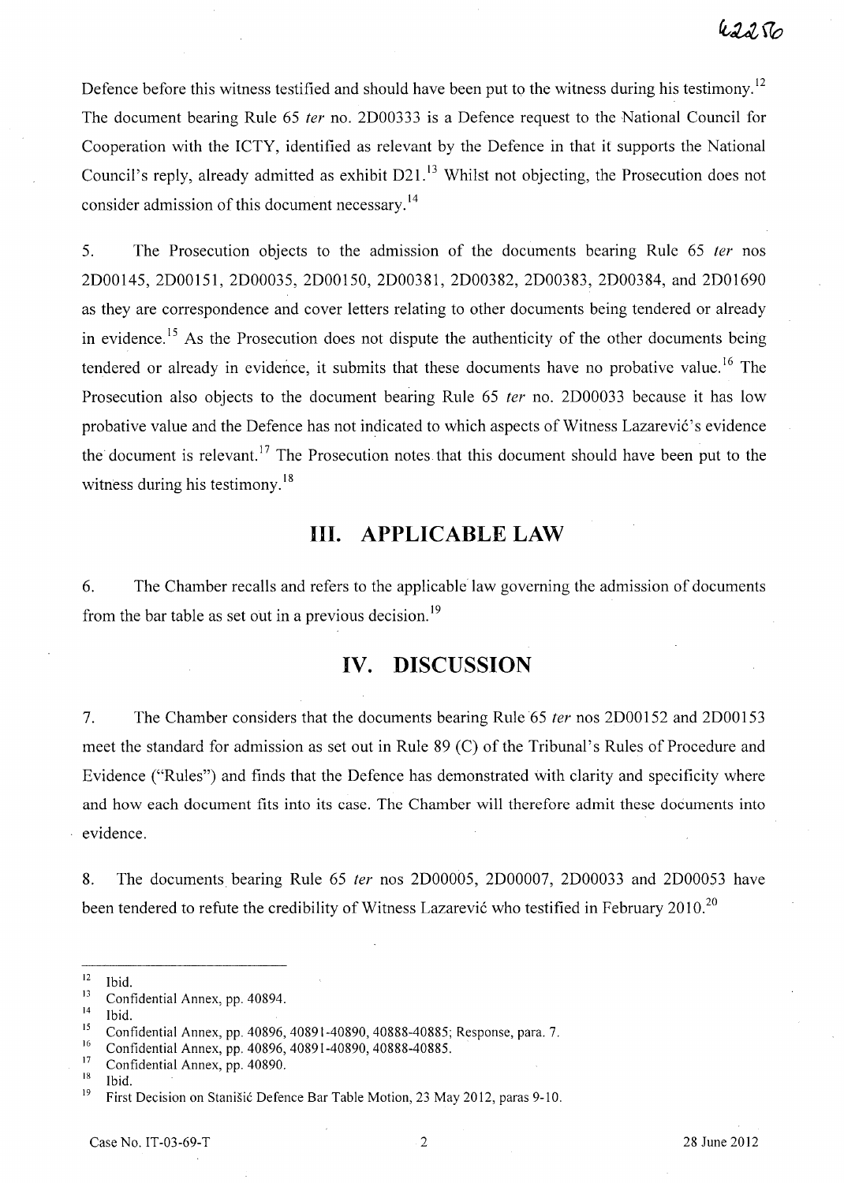Defence before this witness testified and should have been put to the witness during his testimony.[12] The document bearing Rule 65 *ter* no. 2D00333 is a Defence request to the National Council for Cooperation with the ICTY, identified as relevant by the Defence in that it supports the National Council's reply, already admitted as exhibit D21.[13] Whilst not objecting, the Prosecution does not consider admission of this document necessary.[14]

5. The Prosecution objects to the admission of the documents bearing Rule 65 *ter* nos 2D00145, 2D00151, 2D00035, 2D00150, 2D00381, 2D00382, 2D00383, 2D00384, and 2D01690 as they are correspondence and cover letters relating to other documents being tendered or already in evidence.[15] As the Prosecution does not dispute the authenticity of the other documents being tendered or already in evidence, it submits that these documents have no probative value.[16] The Prosecution also objects to the document bearing Rule 65 *ter* no. 2D00033 because it has low probative value and the Defence has not indicated to which aspects of Witness Lazarević's evidence the document is relevant.[17] The Prosecution notes that this document should have been put to the witness during his testimony.[18]

## III. APPLICABLE LAW

6. The Chamber recalls and refers to the applicable law governing the admission of documents from the bar table as set out in a previous decision.[19]

## IV. DISCUSSION

7. The Chamber considers that the documents bearing Rule 65 *ter* nos 2D00152 and 2D00153 meet the standard for admission as set out in Rule 89 (C) of the Tribunal's Rules of Procedure and Evidence ("Rules") and finds that the Defence has demonstrated with clarity and specificity where and how each document fits into its case. The Chamber will therefore admit these documents into evidence.

8. The documents bearing Rule 65 *ter* nos 2D00005, 2D00007, 2D00033 and 2D00053 have been tendered to refute the credibility of Witness Lazarević who testified in February 2010.[20]

---

[12] Ibid.

[13] Confidential Annex, pp. 40894.

[14] Ibid.

[15] Confidential Annex, pp. 40896, 40891-40890, 40888-40885; Response, para. 7.

[16] Confidential Annex, pp. 40896, 40891-40890, 40888-40885.

[17] Confidential Annex, pp. 40890.

[18] Ibid.

[19] First Decision on Stanišić Defence Bar Table Motion, 23 May 2012, paras 9-10.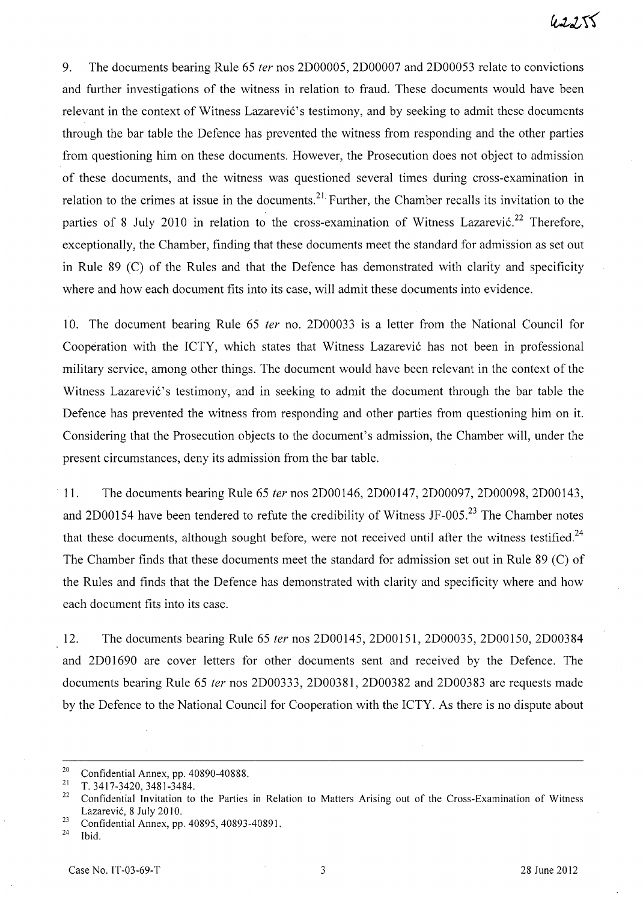9. The documents bearing Rule 65 *ter* nos 2D00005, 2D00007 and 2D00053 relate to convictions and further investigations of the witness in relation to fraud. These documents would have been relevant in the context of Witness Lazarević's testimony, and by seeking to admit these documents through the bar table the Defence has prevented the witness from responding and the other parties from questioning him on these documents. However, the Prosecution does not object to admission of these documents, and the witness was questioned several times during cross-examination in relation to the crimes at issue in the documents.[21] Further, the Chamber recalls its invitation to the parties of 8 July 2010 in relation to the cross-examination of Witness Lazarević.[22] Therefore, exceptionally, the Chamber, finding that these documents meet the standard for admission as set out in Rule 89 (C) of the Rules and that the Defence has demonstrated with clarity and specificity where and how each document fits into its case, will admit these documents into evidence.

10. The document bearing Rule 65 *ter* no. 2D00033 is a letter from the National Council for Cooperation with the ICTY, which states that Witness Lazarević has not been in professional military service, among other things. The document would have been relevant in the context of the Witness Lazarević's testimony, and in seeking to admit the document through the bar table the Defence has prevented the witness from responding and other parties from questioning him on it. Considering that the Prosecution objects to the document's admission, the Chamber will, under the present circumstances, deny its admission from the bar table.

11. The documents bearing Rule 65 *ter* nos 2D00146, 2D00147, 2D00097, 2D00098, 2D00143, and 2D00154 have been tendered to refute the credibility of Witness JF-005.[23] The Chamber notes that these documents, although sought before, were not received until after the witness testified.[24] The Chamber finds that these documents meet the standard for admission set out in Rule 89 (C) of the Rules and finds that the Defence has demonstrated with clarity and specificity where and how each document fits into its case.

12. The documents bearing Rule 65 *ter* nos 2D00145, 2D00151, 2D00035, 2D00150, 2D00384 and 2D01690 are cover letters for other documents sent and received by the Defence. The documents bearing Rule 65 *ter* nos 2D00333, 2D00381, 2D00382 and 2D00383 are requests made by the Defence to the National Council for Cooperation with the ICTY. As there is no dispute about

---

[20] Confidential Annex, pp. 40890-40888.

[21] T. 3417-3420, 3481-3484.

[22] Confidential Invitation to the Parties in Relation to Matters Arising out of the Cross-Examination of Witness Lazarević, 8 July 2010.

[23] Confidential Annex, pp. 40895, 40893-40891.

[24] Ibid.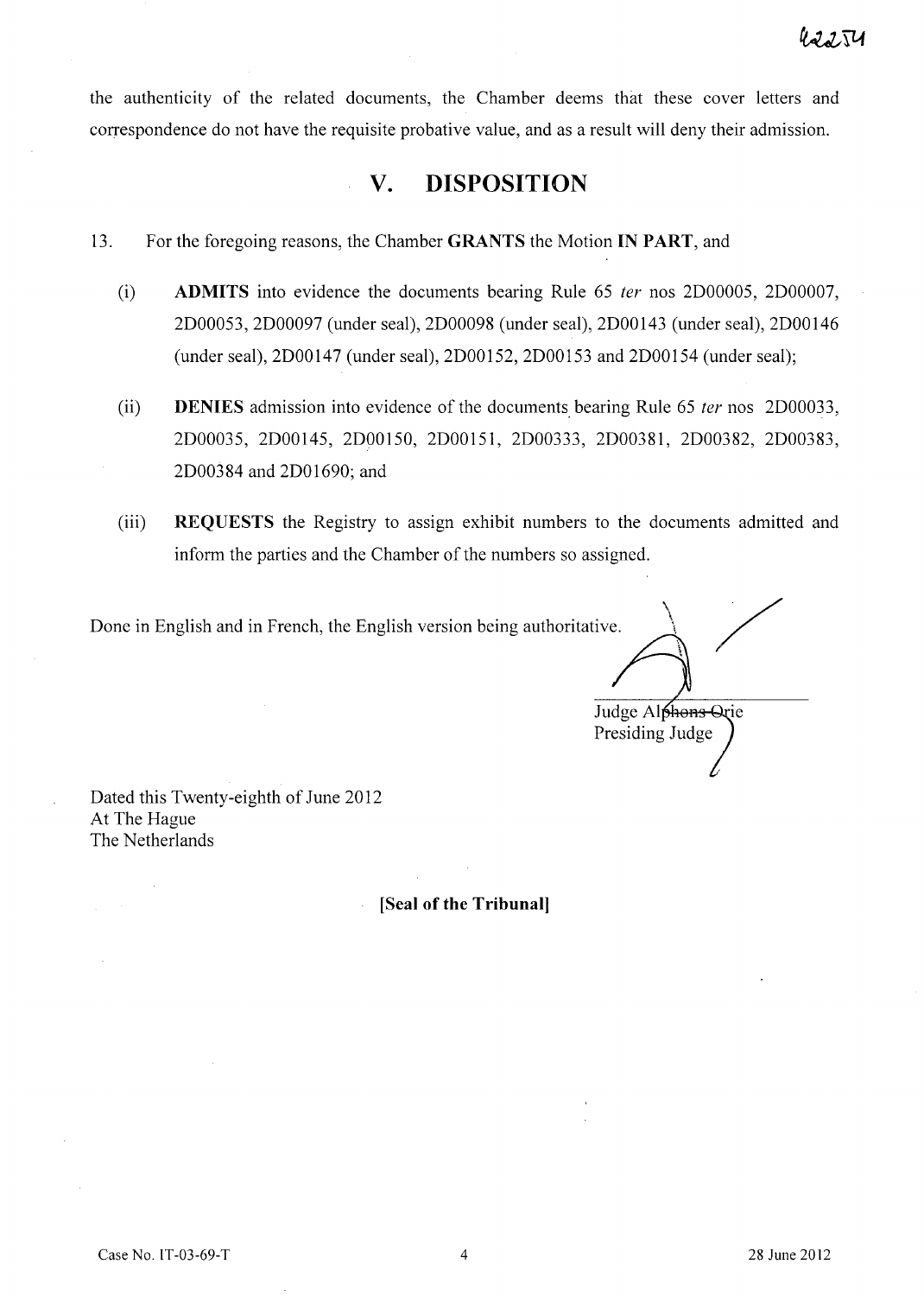the authenticity of the related documents, the Chamber deems that these cover letters and correspondence do not have the requisite probative value, and as a result will deny their admission.

## V. DISPOSITION

13. For the foregoing reasons, the Chamber **GRANTS** the Motion **IN PART**, and

(i) **ADMITS** into evidence the documents bearing Rule 65 *ter* nos 2D00005, 2D00007, 2D00053, 2D00097 (under seal), 2D00098 (under seal), 2D00143 (under seal), 2D00146 (under seal), 2D00147 (under seal), 2D00152, 2D00153 and 2D00154 (under seal);

(ii) **DENIES** admission into evidence of the documents bearing Rule 65 *ter* nos 2D00033, 2D00035, 2D00145, 2D00150, 2D00151, 2D00333, 2D00381, 2D00382, 2D00383, 2D00384 and 2D01690; and

(iii) **REQUESTS** the Registry to assign exhibit numbers to the documents admitted and inform the parties and the Chamber of the numbers so assigned.

Done in English and in French, the English version being authoritative.

Judge Alphons Orie
Presiding Judge

Dated this Twenty-eighth of June 2012
At The Hague
The Netherlands

**[Seal of the Tribunal]**